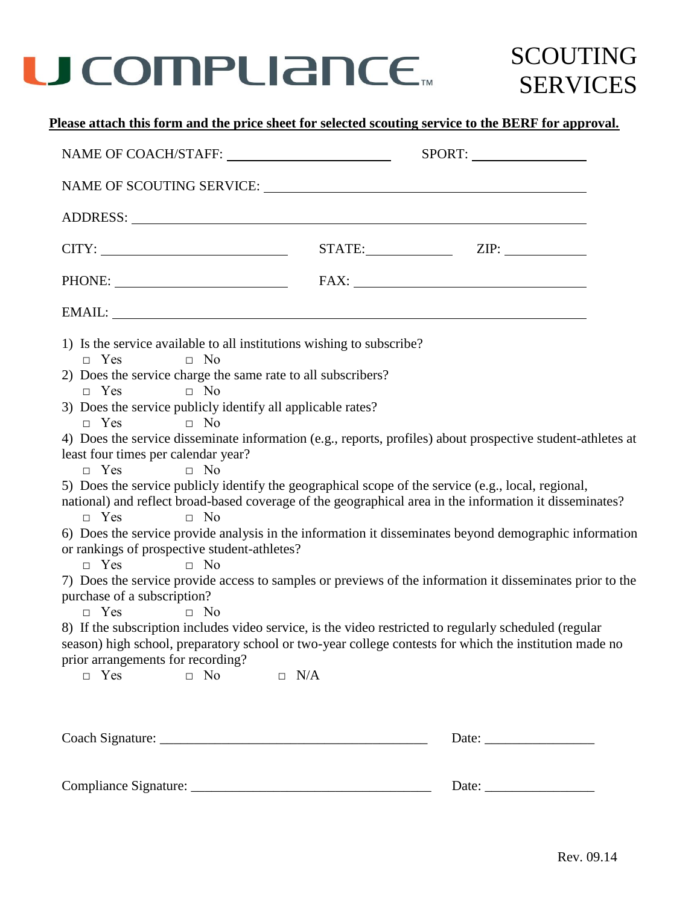# U COMPLIANCE™

# SCOUTING SERVICES

**Please attach this form and the price sheet for selected scouting service to the BERF for approval.**

NAME OF COACH/STAFF: ________________________ SPORT: ________________

NAME OF SCOUTING SERVICE: ________________________________________________

ADDRESS: ________________________________________________________________

CITY: ____________________________ STATE: ____________ ZIP: ____________

PHONE: __________________________ FAX: ___________________________________

EMAIL: __________________________________________________________________

1) Is the service available to all institutions wishing to subscribe?
   - □ Yes □ No
2) Does the service charge the same rate to all subscribers?
   - □ Yes □ No
3) Does the service publicly identify all applicable rates?
   - □ Yes □ No
4) Does the service disseminate information (e.g., reports, profiles) about prospective student-athletes at least four times per calendar year?
   - □ Yes □ No
5) Does the service publicly identify the geographical scope of the service (e.g., local, regional, national) and reflect broad-based coverage of the geographical area in the information it disseminates?
   - □ Yes □ No
6) Does the service provide analysis in the information it disseminates beyond demographic information or rankings of prospective student-athletes?
   - □ Yes □ No
7) Does the service provide access to samples or previews of the information it disseminates prior to the purchase of a subscription?
   - □ Yes □ No
8) If the subscription includes video service, is the video restricted to regularly scheduled (regular season) high school, preparatory school or two-year college contests for which the institution made no prior arrangements for recording?
   - □ Yes □ No □ N/A

Coach Signature: ______________________________________ Date: ________________

Compliance Signature: __________________________________ Date: ________________

Rev. 09.14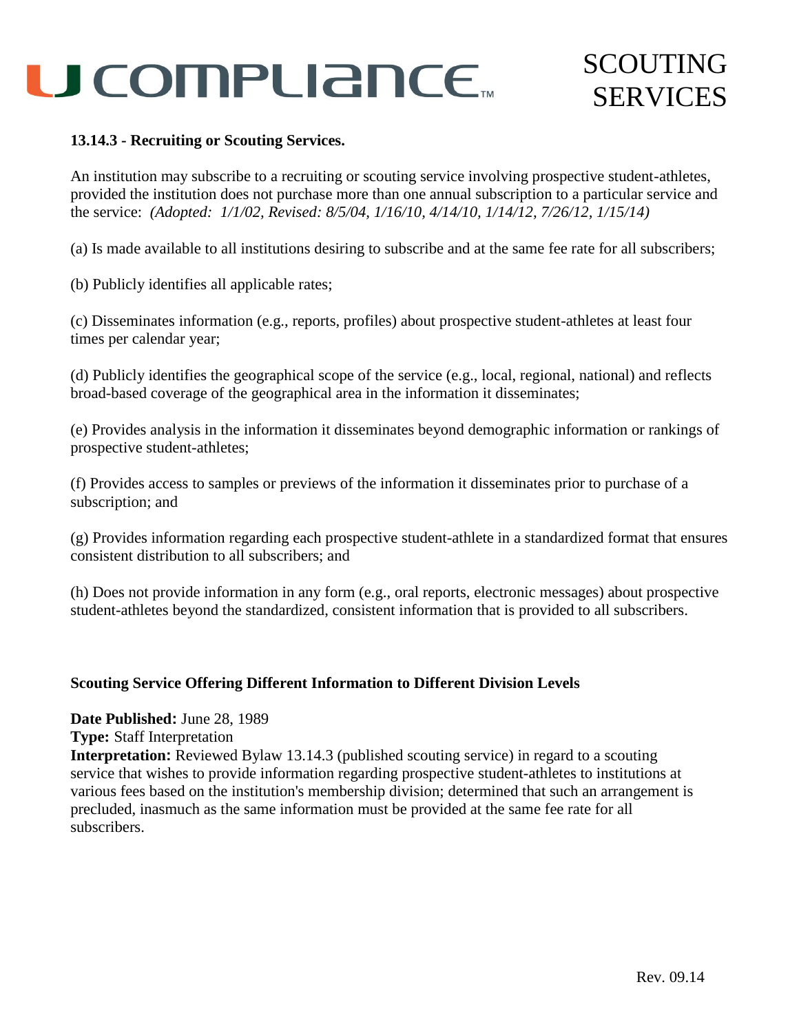**13.14.3 - Recruiting or Scouting Services.**

An institution may subscribe to a recruiting or scouting service involving prospective student-athletes, provided the institution does not purchase more than one annual subscription to a particular service and the service: *(Adopted: 1/1/02, Revised: 8/5/04, 1/16/10, 4/14/10, 1/14/12, 7/26/12, 1/15/14)*

(a) Is made available to all institutions desiring to subscribe and at the same fee rate for all subscribers;

(b) Publicly identifies all applicable rates;

(c) Disseminates information (e.g., reports, profiles) about prospective student-athletes at least four times per calendar year;

(d) Publicly identifies the geographical scope of the service (e.g., local, regional, national) and reflects broad-based coverage of the geographical area in the information it disseminates;

(e) Provides analysis in the information it disseminates beyond demographic information or rankings of prospective student-athletes;

(f) Provides access to samples or previews of the information it disseminates prior to purchase of a subscription; and

(g) Provides information regarding each prospective student-athlete in a standardized format that ensures consistent distribution to all subscribers; and

(h) Does not provide information in any form (e.g., oral reports, electronic messages) about prospective student-athletes beyond the standardized, consistent information that is provided to all subscribers.

**Scouting Service Offering Different Information to Different Division Levels**

**Date Published:** June 28, 1989
**Type:** Staff Interpretation
**Interpretation:** Reviewed Bylaw 13.14.3 (published scouting service) in regard to a scouting service that wishes to provide information regarding prospective student-athletes to institutions at various fees based on the institution's membership division; determined that such an arrangement is precluded, inasmuch as the same information must be provided at the same fee rate for all subscribers.